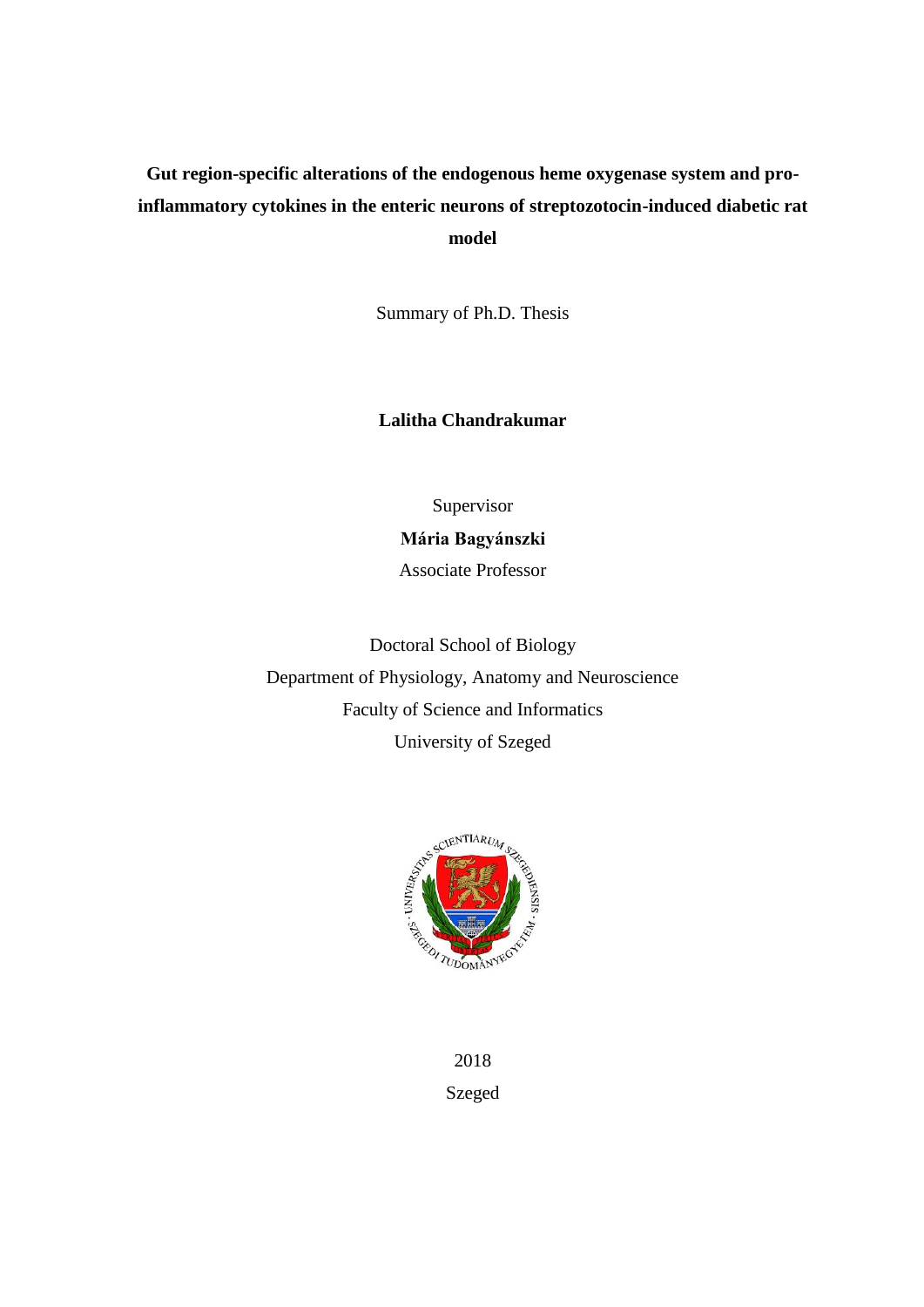# Gut region-specific alterations of the endogenous heme oxygenase system and pro-inflammatory cytokines in the enteric neurons of streptozotocin-induced diabetic rat model

Summary of Ph.D. Thesis

**Lalitha Chandrakumar**

Supervisor

**Mária Bagyánszki**

Associate Professor

Doctoral School of Biology

Department of Physiology, Anatomy and Neuroscience

Faculty of Science and Informatics

University of Szeged

2018

Szeged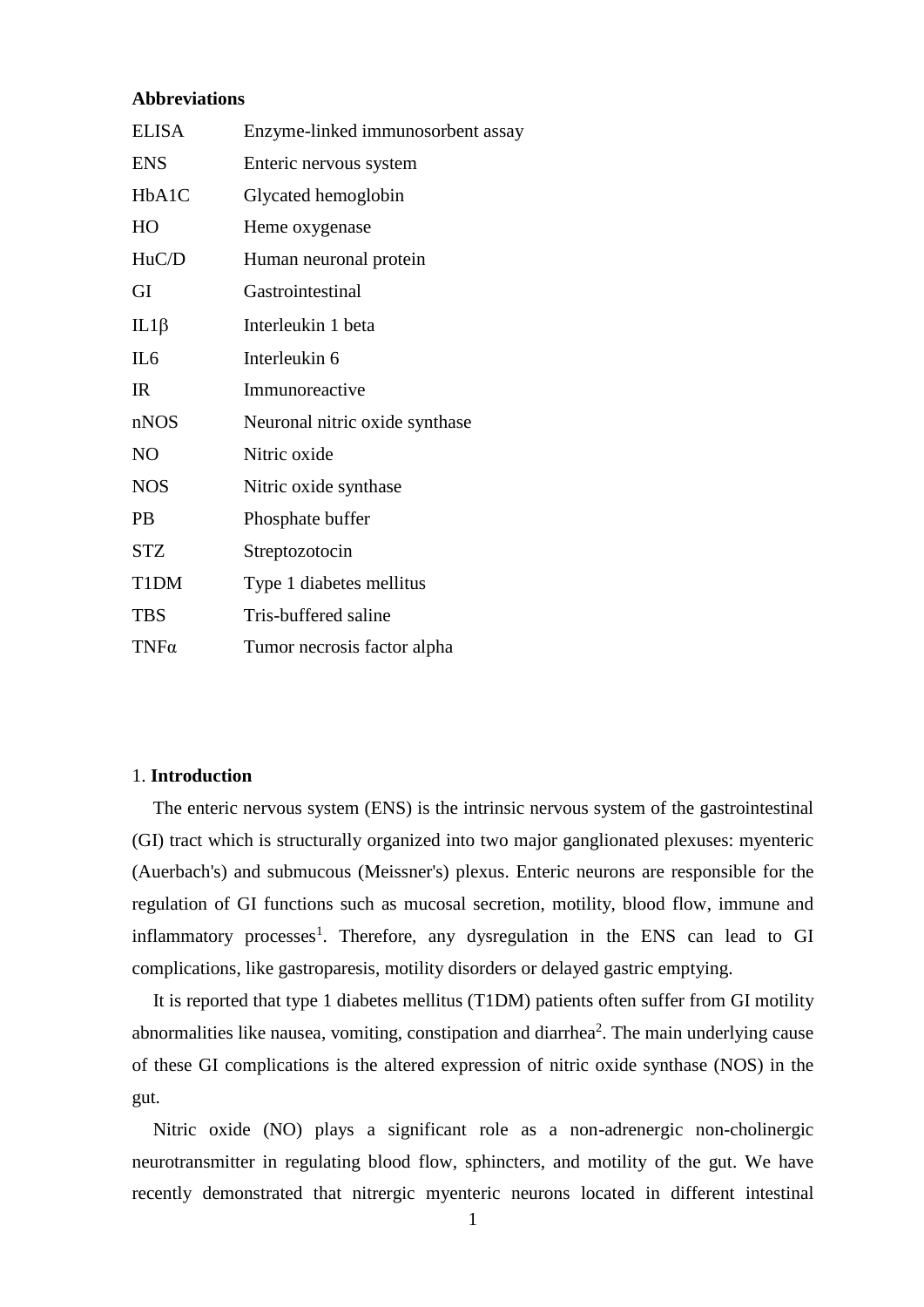**Abbreviations**

| | |
|---|---|
| ELISA | Enzyme-linked immunosorbent assay |
| ENS | Enteric nervous system |
| HbA1C | Glycated hemoglobin |
| HO | Heme oxygenase |
| HuC/D | Human neuronal protein |
| GI | Gastrointestinal |
| IL1β | Interleukin 1 beta |
| IL6 | Interleukin 6 |
| IR | Immunoreactive |
| nNOS | Neuronal nitric oxide synthase |
| NO | Nitric oxide |
| NOS | Nitric oxide synthase |
| PB | Phosphate buffer |
| STZ | Streptozotocin |
| T1DM | Type 1 diabetes mellitus |
| TBS | Tris-buffered saline |
| TNFα | Tumor necrosis factor alpha |

## 1. **Introduction**

The enteric nervous system (ENS) is the intrinsic nervous system of the gastrointestinal (GI) tract which is structurally organized into two major ganglionated plexuses: myenteric (Auerbach's) and submucous (Meissner's) plexus. Enteric neurons are responsible for the regulation of GI functions such as mucosal secretion, motility, blood flow, immune and inflammatory processes[1]. Therefore, any dysregulation in the ENS can lead to GI complications, like gastroparesis, motility disorders or delayed gastric emptying.

It is reported that type 1 diabetes mellitus (T1DM) patients often suffer from GI motility abnormalities like nausea, vomiting, constipation and diarrhea[2]. The main underlying cause of these GI complications is the altered expression of nitric oxide synthase (NOS) in the gut.

Nitric oxide (NO) plays a significant role as a non-adrenergic non-cholinergic neurotransmitter in regulating blood flow, sphincters, and motility of the gut. We have recently demonstrated that nitrergic myenteric neurons located in different intestinal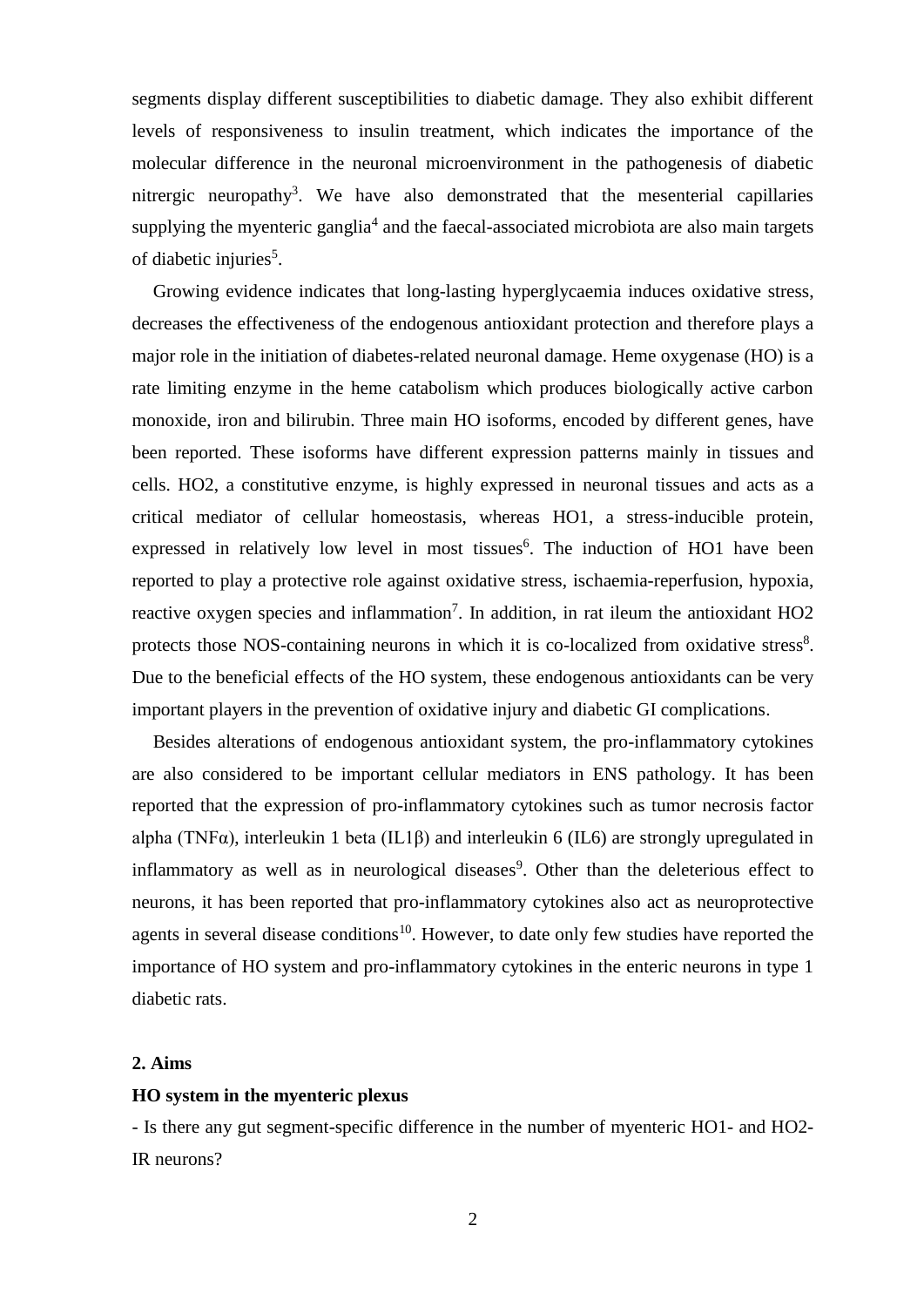segments display different susceptibilities to diabetic damage. They also exhibit different levels of responsiveness to insulin treatment, which indicates the importance of the molecular difference in the neuronal microenvironment in the pathogenesis of diabetic nitrergic neuropathy[3]. We have also demonstrated that the mesenterial capillaries supplying the myenteric ganglia[4] and the faecal-associated microbiota are also main targets of diabetic injuries[5].

Growing evidence indicates that long-lasting hyperglycaemia induces oxidative stress, decreases the effectiveness of the endogenous antioxidant protection and therefore plays a major role in the initiation of diabetes-related neuronal damage. Heme oxygenase (HO) is a rate limiting enzyme in the heme catabolism which produces biologically active carbon monoxide, iron and bilirubin. Three main HO isoforms, encoded by different genes, have been reported. These isoforms have different expression patterns mainly in tissues and cells. HO2, a constitutive enzyme, is highly expressed in neuronal tissues and acts as a critical mediator of cellular homeostasis, whereas HO1, a stress-inducible protein, expressed in relatively low level in most tissues[6]. The induction of HO1 have been reported to play a protective role against oxidative stress, ischaemia-reperfusion, hypoxia, reactive oxygen species and inflammation[7]. In addition, in rat ileum the antioxidant HO2 protects those NOS-containing neurons in which it is co-localized from oxidative stress[8]. Due to the beneficial effects of the HO system, these endogenous antioxidants can be very important players in the prevention of oxidative injury and diabetic GI complications.

Besides alterations of endogenous antioxidant system, the pro-inflammatory cytokines are also considered to be important cellular mediators in ENS pathology. It has been reported that the expression of pro-inflammatory cytokines such as tumor necrosis factor alpha (TNFα), interleukin 1 beta (IL1β) and interleukin 6 (IL6) are strongly upregulated in inflammatory as well as in neurological diseases[9]. Other than the deleterious effect to neurons, it has been reported that pro-inflammatory cytokines also act as neuroprotective agents in several disease conditions[10]. However, to date only few studies have reported the importance of HO system and pro-inflammatory cytokines in the enteric neurons in type 1 diabetic rats.

## 2. Aims

### HO system in the myenteric plexus

- Is there any gut segment-specific difference in the number of myenteric HO1- and HO2-IR neurons?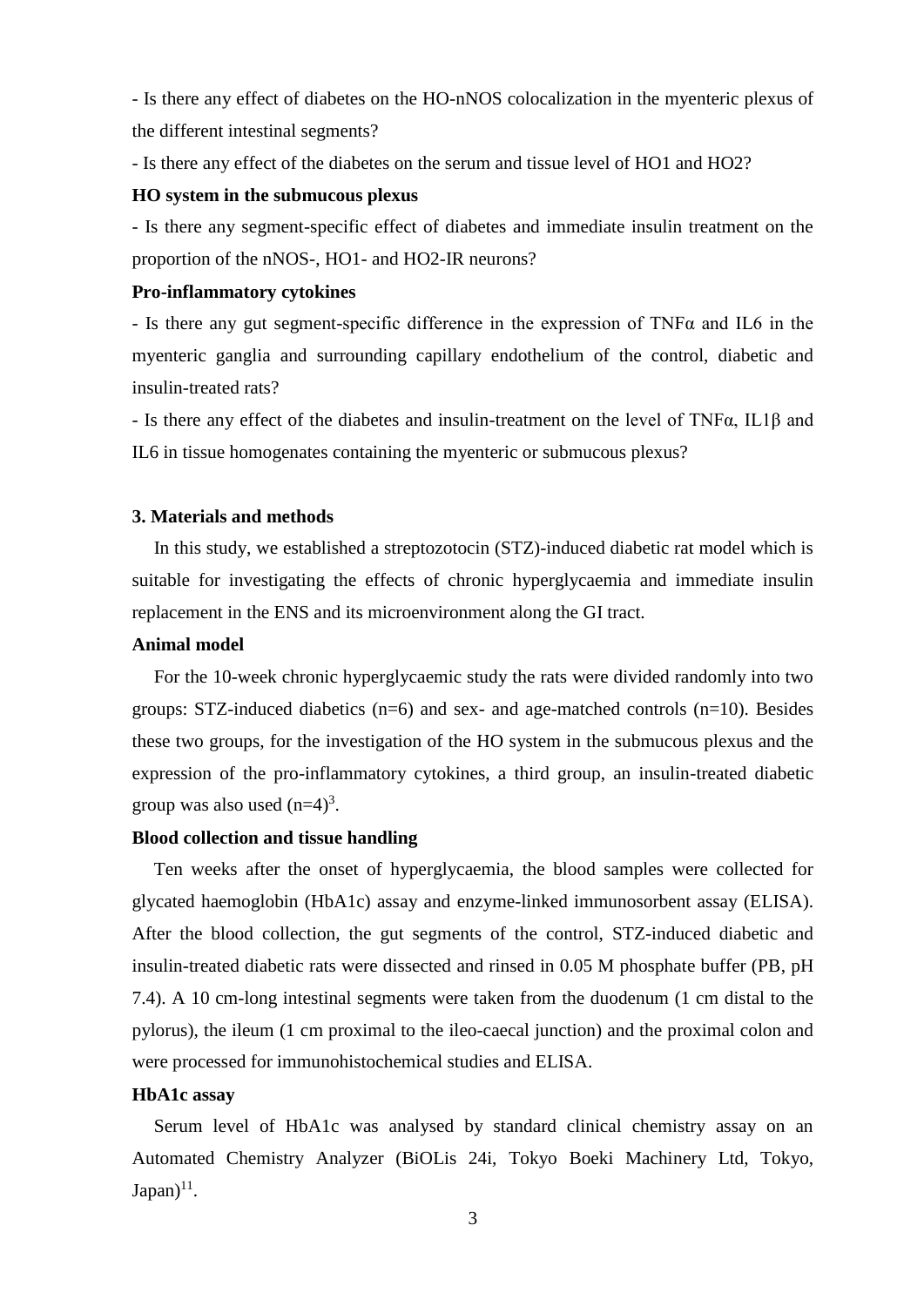- Is there any effect of diabetes on the HO-nNOS colocalization in the myenteric plexus of the different intestinal segments?

- Is there any effect of the diabetes on the serum and tissue level of HO1 and HO2?

**HO system in the submucous plexus**

- Is there any segment-specific effect of diabetes and immediate insulin treatment on the proportion of the nNOS-, HO1- and HO2-IR neurons?

**Pro-inflammatory cytokines**

- Is there any gut segment-specific difference in the expression of TNFα and IL6 in the myenteric ganglia and surrounding capillary endothelium of the control, diabetic and insulin-treated rats?

- Is there any effect of the diabetes and insulin-treatment on the level of TNFα, IL1β and IL6 in tissue homogenates containing the myenteric or submucous plexus?

## 3. Materials and methods

In this study, we established a streptozotocin (STZ)-induced diabetic rat model which is suitable for investigating the effects of chronic hyperglycaemia and immediate insulin replacement in the ENS and its microenvironment along the GI tract.

**Animal model**

For the 10-week chronic hyperglycaemic study the rats were divided randomly into two groups: STZ-induced diabetics (n=6) and sex- and age-matched controls (n=10). Besides these two groups, for the investigation of the HO system in the submucous plexus and the expression of the pro-inflammatory cytokines, a third group, an insulin-treated diabetic group was also used (n=4)[3].

**Blood collection and tissue handling**

Ten weeks after the onset of hyperglycaemia, the blood samples were collected for glycated haemoglobin (HbA1c) assay and enzyme-linked immunosorbent assay (ELISA). After the blood collection, the gut segments of the control, STZ-induced diabetic and insulin-treated diabetic rats were dissected and rinsed in 0.05 M phosphate buffer (PB, pH 7.4). A 10 cm-long intestinal segments were taken from the duodenum (1 cm distal to the pylorus), the ileum (1 cm proximal to the ileo-caecal junction) and the proximal colon and were processed for immunohistochemical studies and ELISA.

**HbA1c assay**

Serum level of HbA1c was analysed by standard clinical chemistry assay on an Automated Chemistry Analyzer (BiOLis 24i, Tokyo Boeki Machinery Ltd, Tokyo, Japan)[11].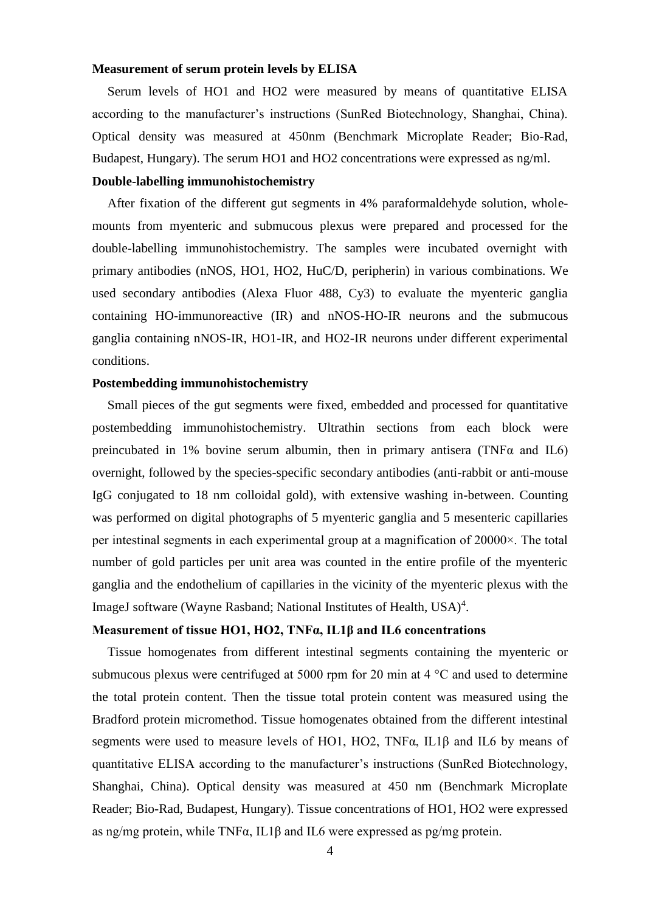**Measurement of serum protein levels by ELISA**

Serum levels of HO1 and HO2 were measured by means of quantitative ELISA according to the manufacturer's instructions (SunRed Biotechnology, Shanghai, China). Optical density was measured at 450nm (Benchmark Microplate Reader; Bio-Rad, Budapest, Hungary). The serum HO1 and HO2 concentrations were expressed as ng/ml.

**Double-labelling immunohistochemistry**

After fixation of the different gut segments in 4% paraformaldehyde solution, whole-mounts from myenteric and submucous plexus were prepared and processed for the double-labelling immunohistochemistry. The samples were incubated overnight with primary antibodies (nNOS, HO1, HO2, HuC/D, peripherin) in various combinations. We used secondary antibodies (Alexa Fluor 488, Cy3) to evaluate the myenteric ganglia containing HO-immunoreactive (IR) and nNOS-HO-IR neurons and the submucous ganglia containing nNOS-IR, HO1-IR, and HO2-IR neurons under different experimental conditions.

**Postembedding immunohistochemistry**

Small pieces of the gut segments were fixed, embedded and processed for quantitative postembedding immunohistochemistry. Ultrathin sections from each block were preincubated in 1% bovine serum albumin, then in primary antisera (TNFα and IL6) overnight, followed by the species-specific secondary antibodies (anti-rabbit or anti-mouse IgG conjugated to 18 nm colloidal gold), with extensive washing in-between. Counting was performed on digital photographs of 5 myenteric ganglia and 5 mesenteric capillaries per intestinal segments in each experimental group at a magnification of 20000×. The total number of gold particles per unit area was counted in the entire profile of the myenteric ganglia and the endothelium of capillaries in the vicinity of the myenteric plexus with the ImageJ software (Wayne Rasband; National Institutes of Health, USA)[4].

**Measurement of tissue HO1, HO2, TNFα, IL1β and IL6 concentrations**

Tissue homogenates from different intestinal segments containing the myenteric or submucous plexus were centrifuged at 5000 rpm for 20 min at 4 °C and used to determine the total protein content. Then the tissue total protein content was measured using the Bradford protein micromethod. Tissue homogenates obtained from the different intestinal segments were used to measure levels of HO1, HO2, TNFα, IL1β and IL6 by means of quantitative ELISA according to the manufacturer's instructions (SunRed Biotechnology, Shanghai, China). Optical density was measured at 450 nm (Benchmark Microplate Reader; Bio-Rad, Budapest, Hungary). Tissue concentrations of HO1, HO2 were expressed as ng/mg protein, while TNFα, IL1β and IL6 were expressed as pg/mg protein.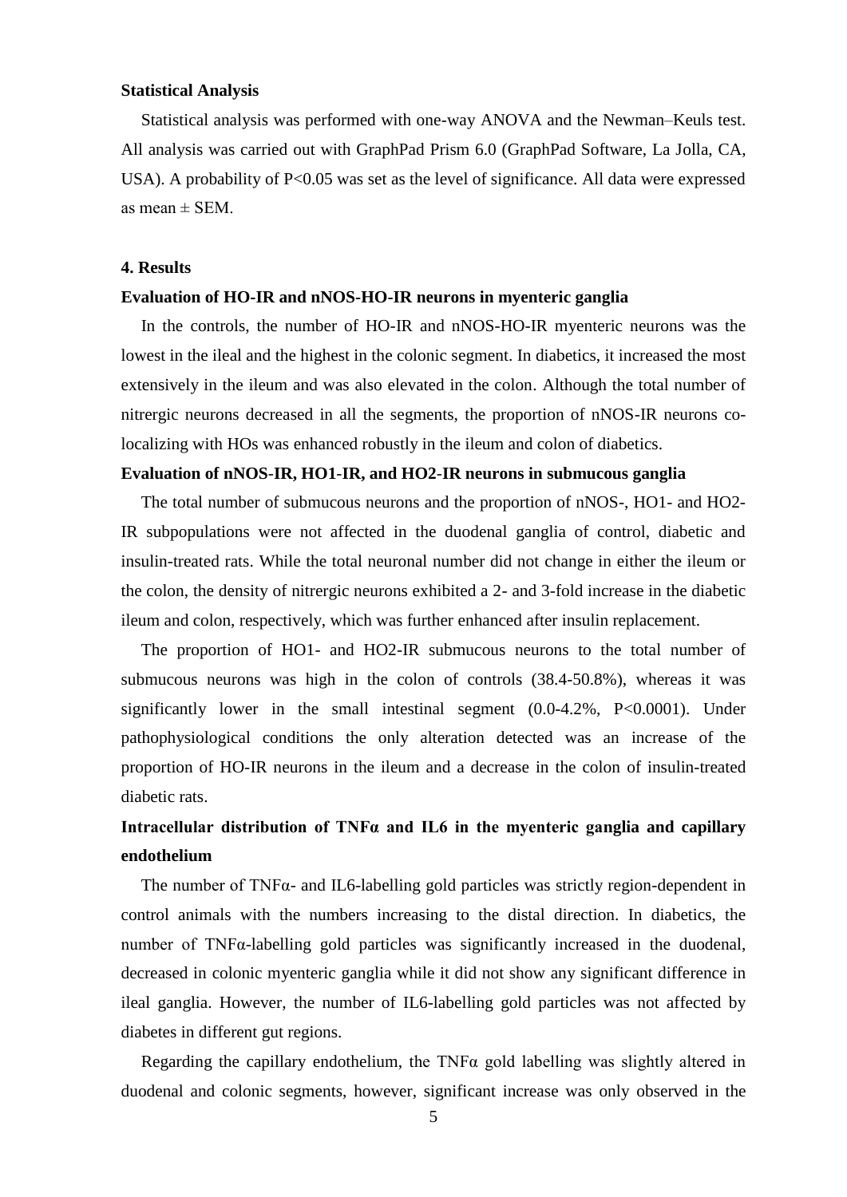**Statistical Analysis**

Statistical analysis was performed with one-way ANOVA and the Newman–Keuls test. All analysis was carried out with GraphPad Prism 6.0 (GraphPad Software, La Jolla, CA, USA). A probability of $P<0.05$ was set as the level of significance. All data were expressed as mean ± SEM.

## 4. Results

**Evaluation of HO-IR and nNOS-HO-IR neurons in myenteric ganglia**

In the controls, the number of HO-IR and nNOS-HO-IR myenteric neurons was the lowest in the ileal and the highest in the colonic segment. In diabetics, it increased the most extensively in the ileum and was also elevated in the colon. Although the total number of nitrergic neurons decreased in all the segments, the proportion of nNOS-IR neurons co-localizing with HOs was enhanced robustly in the ileum and colon of diabetics.

**Evaluation of nNOS-IR, HO1-IR, and HO2-IR neurons in submucous ganglia**

The total number of submucous neurons and the proportion of nNOS-, HO1- and HO2-IR subpopulations were not affected in the duodenal ganglia of control, diabetic and insulin-treated rats. While the total neuronal number did not change in either the ileum or the colon, the density of nitrergic neurons exhibited a 2- and 3-fold increase in the diabetic ileum and colon, respectively, which was further enhanced after insulin replacement.

The proportion of HO1- and HO2-IR submucous neurons to the total number of submucous neurons was high in the colon of controls (38.4-50.8%), whereas it was significantly lower in the small intestinal segment (0.0-4.2%, $P<0.0001$). Under pathophysiological conditions the only alteration detected was an increase of the proportion of HO-IR neurons in the ileum and a decrease in the colon of insulin-treated diabetic rats.

**Intracellular distribution of TNFα and IL6 in the myenteric ganglia and capillary endothelium**

The number of TNFα- and IL6-labelling gold particles was strictly region-dependent in control animals with the numbers increasing to the distal direction. In diabetics, the number of TNFα-labelling gold particles was significantly increased in the duodenal, decreased in colonic myenteric ganglia while it did not show any significant difference in ileal ganglia. However, the number of IL6-labelling gold particles was not affected by diabetes in different gut regions.

Regarding the capillary endothelium, the TNFα gold labelling was slightly altered in duodenal and colonic segments, however, significant increase was only observed in the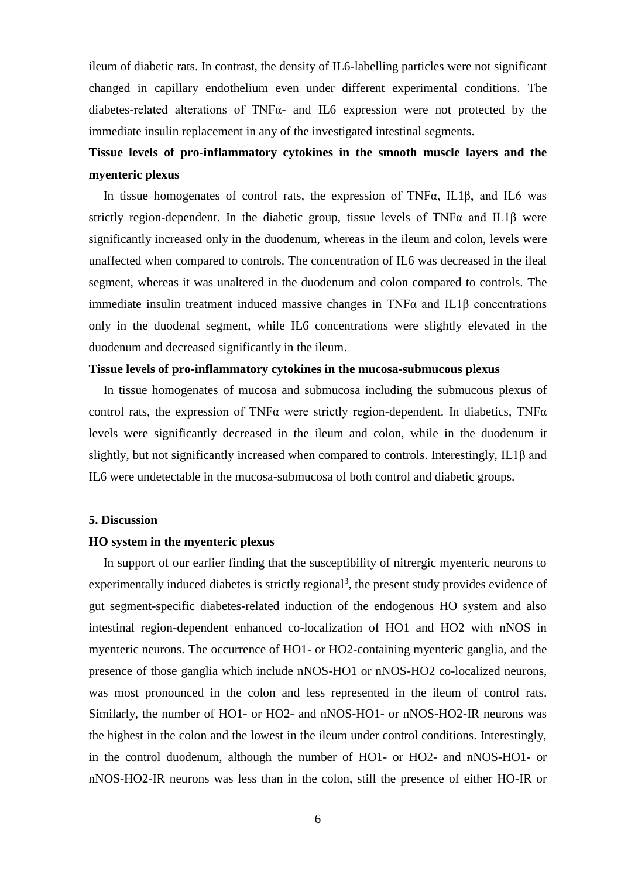ileum of diabetic rats. In contrast, the density of IL6-labelling particles were not significant changed in capillary endothelium even under different experimental conditions. The diabetes-related alterations of TNFα- and IL6 expression were not protected by the immediate insulin replacement in any of the investigated intestinal segments.

**Tissue levels of pro-inflammatory cytokines in the smooth muscle layers and the myenteric plexus**

In tissue homogenates of control rats, the expression of TNFα, IL1β, and IL6 was strictly region-dependent. In the diabetic group, tissue levels of TNFα and IL1β were significantly increased only in the duodenum, whereas in the ileum and colon, levels were unaffected when compared to controls. The concentration of IL6 was decreased in the ileal segment, whereas it was unaltered in the duodenum and colon compared to controls. The immediate insulin treatment induced massive changes in TNFα and IL1β concentrations only in the duodenal segment, while IL6 concentrations were slightly elevated in the duodenum and decreased significantly in the ileum.

**Tissue levels of pro-inflammatory cytokines in the mucosa-submucous plexus**

In tissue homogenates of mucosa and submucosa including the submucous plexus of control rats, the expression of TNFα were strictly region-dependent. In diabetics, TNFα levels were significantly decreased in the ileum and colon, while in the duodenum it slightly, but not significantly increased when compared to controls. Interestingly, IL1β and IL6 were undetectable in the mucosa-submucosa of both control and diabetic groups.

## 5. Discussion

**HO system in the myenteric plexus**

In support of our earlier finding that the susceptibility of nitrergic myenteric neurons to experimentally induced diabetes is strictly regional[3], the present study provides evidence of gut segment-specific diabetes-related induction of the endogenous HO system and also intestinal region-dependent enhanced co-localization of HO1 and HO2 with nNOS in myenteric neurons. The occurrence of HO1- or HO2-containing myenteric ganglia, and the presence of those ganglia which include nNOS-HO1 or nNOS-HO2 co-localized neurons, was most pronounced in the colon and less represented in the ileum of control rats. Similarly, the number of HO1- or HO2- and nNOS-HO1- or nNOS-HO2-IR neurons was the highest in the colon and the lowest in the ileum under control conditions. Interestingly, in the control duodenum, although the number of HO1- or HO2- and nNOS-HO1- or nNOS-HO2-IR neurons was less than in the colon, still the presence of either HO-IR or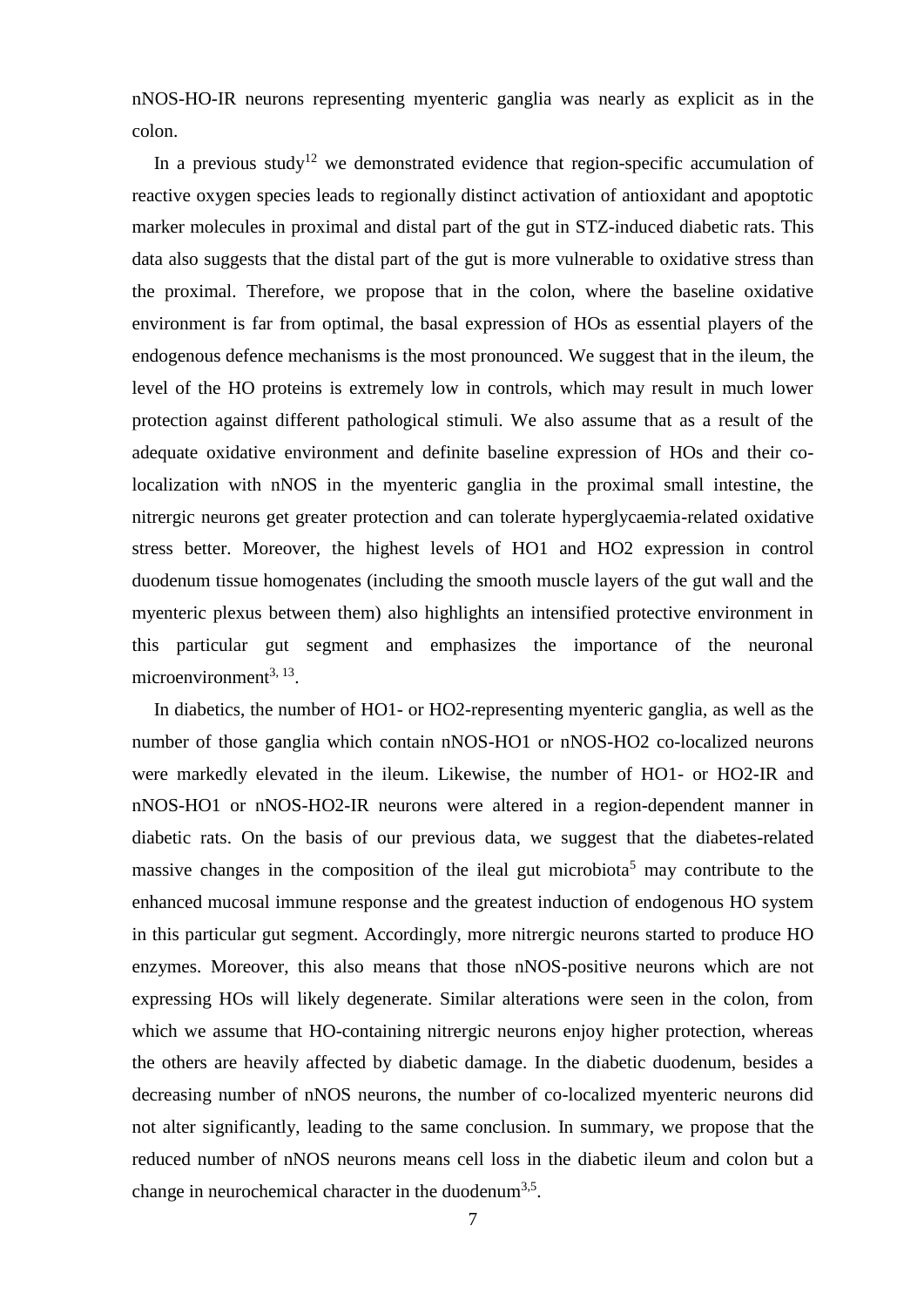nNOS-HO-IR neurons representing myenteric ganglia was nearly as explicit as in the colon.

In a previous study[12] we demonstrated evidence that region-specific accumulation of reactive oxygen species leads to regionally distinct activation of antioxidant and apoptotic marker molecules in proximal and distal part of the gut in STZ-induced diabetic rats. This data also suggests that the distal part of the gut is more vulnerable to oxidative stress than the proximal. Therefore, we propose that in the colon, where the baseline oxidative environment is far from optimal, the basal expression of HOs as essential players of the endogenous defence mechanisms is the most pronounced. We suggest that in the ileum, the level of the HO proteins is extremely low in controls, which may result in much lower protection against different pathological stimuli. We also assume that as a result of the adequate oxidative environment and definite baseline expression of HOs and their co-localization with nNOS in the myenteric ganglia in the proximal small intestine, the nitrergic neurons get greater protection and can tolerate hyperglycaemia-related oxidative stress better. Moreover, the highest levels of HO1 and HO2 expression in control duodenum tissue homogenates (including the smooth muscle layers of the gut wall and the myenteric plexus between them) also highlights an intensified protective environment in this particular gut segment and emphasizes the importance of the neuronal microenvironment[3, 13].

In diabetics, the number of HO1- or HO2-representing myenteric ganglia, as well as the number of those ganglia which contain nNOS-HO1 or nNOS-HO2 co-localized neurons were markedly elevated in the ileum. Likewise, the number of HO1- or HO2-IR and nNOS-HO1 or nNOS-HO2-IR neurons were altered in a region-dependent manner in diabetic rats. On the basis of our previous data, we suggest that the diabetes-related massive changes in the composition of the ileal gut microbiota[5] may contribute to the enhanced mucosal immune response and the greatest induction of endogenous HO system in this particular gut segment. Accordingly, more nitrergic neurons started to produce HO enzymes. Moreover, this also means that those nNOS-positive neurons which are not expressing HOs will likely degenerate. Similar alterations were seen in the colon, from which we assume that HO-containing nitrergic neurons enjoy higher protection, whereas the others are heavily affected by diabetic damage. In the diabetic duodenum, besides a decreasing number of nNOS neurons, the number of co-localized myenteric neurons did not alter significantly, leading to the same conclusion. In summary, we propose that the reduced number of nNOS neurons means cell loss in the diabetic ileum and colon but a change in neurochemical character in the duodenum[3,5].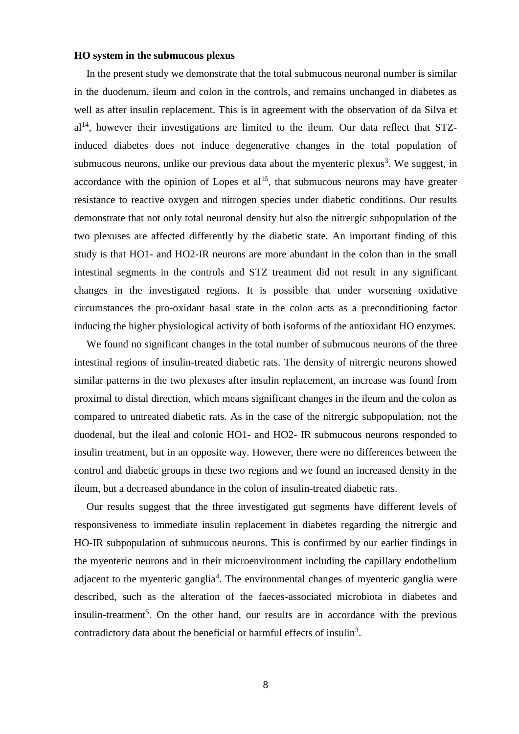**HO system in the submucous plexus**

In the present study we demonstrate that the total submucous neuronal number is similar in the duodenum, ileum and colon in the controls, and remains unchanged in diabetes as well as after insulin replacement. This is in agreement with the observation of da Silva et al[14], however their investigations are limited to the ileum. Our data reflect that STZ-induced diabetes does not induce degenerative changes in the total population of submucous neurons, unlike our previous data about the myenteric plexus[3]. We suggest, in accordance with the opinion of Lopes et al[15], that submucous neurons may have greater resistance to reactive oxygen and nitrogen species under diabetic conditions. Our results demonstrate that not only total neuronal density but also the nitrergic subpopulation of the two plexuses are affected differently by the diabetic state. An important finding of this study is that HO1- and HO2-IR neurons are more abundant in the colon than in the small intestinal segments in the controls and STZ treatment did not result in any significant changes in the investigated regions. It is possible that under worsening oxidative circumstances the pro-oxidant basal state in the colon acts as a preconditioning factor inducing the higher physiological activity of both isoforms of the antioxidant HO enzymes.

We found no significant changes in the total number of submucous neurons of the three intestinal regions of insulin-treated diabetic rats. The density of nitrergic neurons showed similar patterns in the two plexuses after insulin replacement, an increase was found from proximal to distal direction, which means significant changes in the ileum and the colon as compared to untreated diabetic rats. As in the case of the nitrergic subpopulation, not the duodenal, but the ileal and colonic HO1- and HO2- IR submucous neurons responded to insulin treatment, but in an opposite way. However, there were no differences between the control and diabetic groups in these two regions and we found an increased density in the ileum, but a decreased abundance in the colon of insulin-treated diabetic rats.

Our results suggest that the three investigated gut segments have different levels of responsiveness to immediate insulin replacement in diabetes regarding the nitrergic and HO-IR subpopulation of submucous neurons. This is confirmed by our earlier findings in the myenteric neurons and in their microenvironment including the capillary endothelium adjacent to the myenteric ganglia[4]. The environmental changes of myenteric ganglia were described, such as the alteration of the faeces-associated microbiota in diabetes and insulin-treatment[5]. On the other hand, our results are in accordance with the previous contradictory data about the beneficial or harmful effects of insulin[3].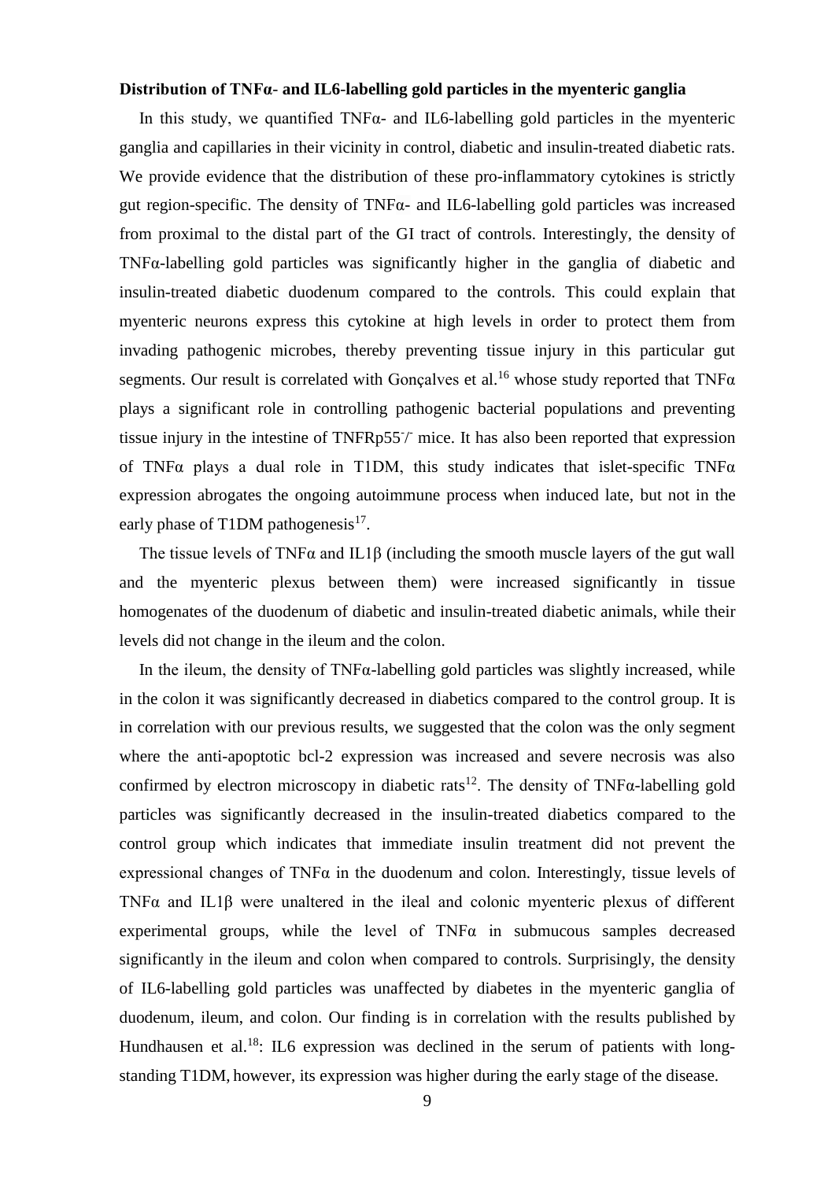**Distribution of TNFα- and IL6-labelling gold particles in the myenteric ganglia**

In this study, we quantified TNFα- and IL6-labelling gold particles in the myenteric ganglia and capillaries in their vicinity in control, diabetic and insulin-treated diabetic rats. We provide evidence that the distribution of these pro-inflammatory cytokines is strictly gut region-specific. The density of TNFα- and IL6-labelling gold particles was increased from proximal to the distal part of the GI tract of controls. Interestingly, the density of TNFα-labelling gold particles was significantly higher in the ganglia of diabetic and insulin-treated diabetic duodenum compared to the controls. This could explain that myenteric neurons express this cytokine at high levels in order to protect them from invading pathogenic microbes, thereby preventing tissue injury in this particular gut segments. Our result is correlated with Gonçalves et al.[16] whose study reported that TNFα plays a significant role in controlling pathogenic bacterial populations and preventing tissue injury in the intestine of TNFRp55$^{-/-}$ mice. It has also been reported that expression of TNFα plays a dual role in T1DM, this study indicates that islet-specific TNFα expression abrogates the ongoing autoimmune process when induced late, but not in the early phase of T1DM pathogenesis[17].

The tissue levels of TNFα and IL1β (including the smooth muscle layers of the gut wall and the myenteric plexus between them) were increased significantly in tissue homogenates of the duodenum of diabetic and insulin-treated diabetic animals, while their levels did not change in the ileum and the colon.

In the ileum, the density of TNFα-labelling gold particles was slightly increased, while in the colon it was significantly decreased in diabetics compared to the control group. It is in correlation with our previous results, we suggested that the colon was the only segment where the anti-apoptotic bcl-2 expression was increased and severe necrosis was also confirmed by electron microscopy in diabetic rats[12]. The density of TNFα-labelling gold particles was significantly decreased in the insulin-treated diabetics compared to the control group which indicates that immediate insulin treatment did not prevent the expressional changes of TNFα in the duodenum and colon. Interestingly, tissue levels of TNFα and IL1β were unaltered in the ileal and colonic myenteric plexus of different experimental groups, while the level of TNFα in submucous samples decreased significantly in the ileum and colon when compared to controls. Surprisingly, the density of IL6-labelling gold particles was unaffected by diabetes in the myenteric ganglia of duodenum, ileum, and colon. Our finding is in correlation with the results published by Hundhausen et al.[18]: IL6 expression was declined in the serum of patients with long-standing T1DM, however, its expression was higher during the early stage of the disease.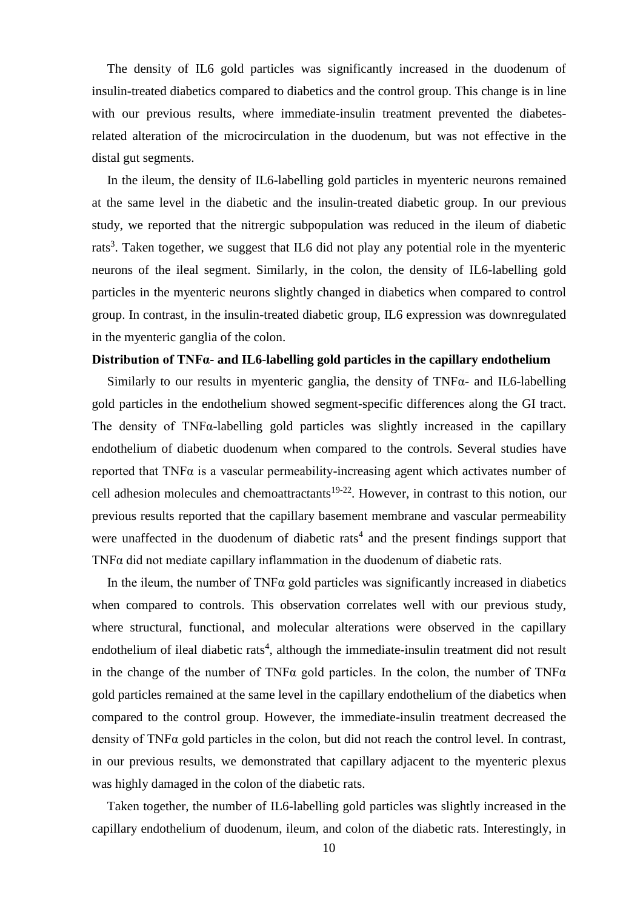The density of IL6 gold particles was significantly increased in the duodenum of insulin-treated diabetics compared to diabetics and the control group. This change is in line with our previous results, where immediate-insulin treatment prevented the diabetes-related alteration of the microcirculation in the duodenum, but was not effective in the distal gut segments.

In the ileum, the density of IL6-labelling gold particles in myenteric neurons remained at the same level in the diabetic and the insulin-treated diabetic group. In our previous study, we reported that the nitrergic subpopulation was reduced in the ileum of diabetic rats[3]. Taken together, we suggest that IL6 did not play any potential role in the myenteric neurons of the ileal segment. Similarly, in the colon, the density of IL6-labelling gold particles in the myenteric neurons slightly changed in diabetics when compared to control group. In contrast, in the insulin-treated diabetic group, IL6 expression was downregulated in the myenteric ganglia of the colon.

**Distribution of TNFα- and IL6-labelling gold particles in the capillary endothelium**

Similarly to our results in myenteric ganglia, the density of TNFα- and IL6-labelling gold particles in the endothelium showed segment-specific differences along the GI tract. The density of TNFα-labelling gold particles was slightly increased in the capillary endothelium of diabetic duodenum when compared to the controls. Several studies have reported that TNFα is a vascular permeability-increasing agent which activates number of cell adhesion molecules and chemoattractants[19-22]. However, in contrast to this notion, our previous results reported that the capillary basement membrane and vascular permeability were unaffected in the duodenum of diabetic rats[4] and the present findings support that TNFα did not mediate capillary inflammation in the duodenum of diabetic rats.

In the ileum, the number of TNFα gold particles was significantly increased in diabetics when compared to controls. This observation correlates well with our previous study, where structural, functional, and molecular alterations were observed in the capillary endothelium of ileal diabetic rats[4], although the immediate-insulin treatment did not result in the change of the number of TNFα gold particles. In the colon, the number of TNFα gold particles remained at the same level in the capillary endothelium of the diabetics when compared to the control group. However, the immediate-insulin treatment decreased the density of TNFα gold particles in the colon, but did not reach the control level. In contrast, in our previous results, we demonstrated that capillary adjacent to the myenteric plexus was highly damaged in the colon of the diabetic rats.

Taken together, the number of IL6-labelling gold particles was slightly increased in the capillary endothelium of duodenum, ileum, and colon of the diabetic rats. Interestingly, in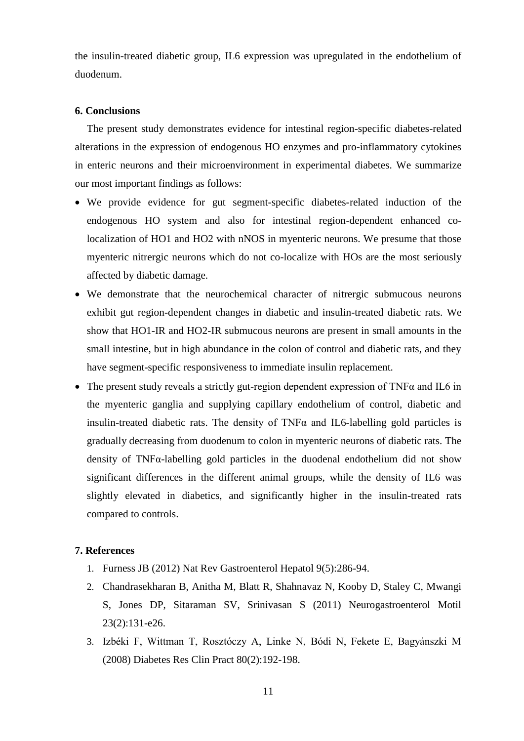the insulin-treated diabetic group, IL6 expression was upregulated in the endothelium of duodenum.

## 6. Conclusions

The present study demonstrates evidence for intestinal region-specific diabetes-related alterations in the expression of endogenous HO enzymes and pro-inflammatory cytokines in enteric neurons and their microenvironment in experimental diabetes. We summarize our most important findings as follows:

- We provide evidence for gut segment-specific diabetes-related induction of the endogenous HO system and also for intestinal region-dependent enhanced co-localization of HO1 and HO2 with nNOS in myenteric neurons. We presume that those myenteric nitrergic neurons which do not co-localize with HOs are the most seriously affected by diabetic damage.
- We demonstrate that the neurochemical character of nitrergic submucous neurons exhibit gut region-dependent changes in diabetic and insulin-treated diabetic rats. We show that HO1-IR and HO2-IR submucous neurons are present in small amounts in the small intestine, but in high abundance in the colon of control and diabetic rats, and they have segment-specific responsiveness to immediate insulin replacement.
- The present study reveals a strictly gut-region dependent expression of TNFα and IL6 in the myenteric ganglia and supplying capillary endothelium of control, diabetic and insulin-treated diabetic rats. The density of TNFα and IL6-labelling gold particles is gradually decreasing from duodenum to colon in myenteric neurons of diabetic rats. The density of TNFα-labelling gold particles in the duodenal endothelium did not show significant differences in the different animal groups, while the density of IL6 was slightly elevated in diabetics, and significantly higher in the insulin-treated rats compared to controls.

## 7. References

1. Furness JB (2012) Nat Rev Gastroenterol Hepatol 9(5):286-94.
2. Chandrasekharan B, Anitha M, Blatt R, Shahnavaz N, Kooby D, Staley C, Mwangi S, Jones DP, Sitaraman SV, Srinivasan S (2011) Neurogastroenterol Motil 23(2):131-e26.
3. Izbéki F, Wittman T, Rosztóczy A, Linke N, Bódi N, Fekete E, Bagyánszki M (2008) Diabetes Res Clin Pract 80(2):192-198.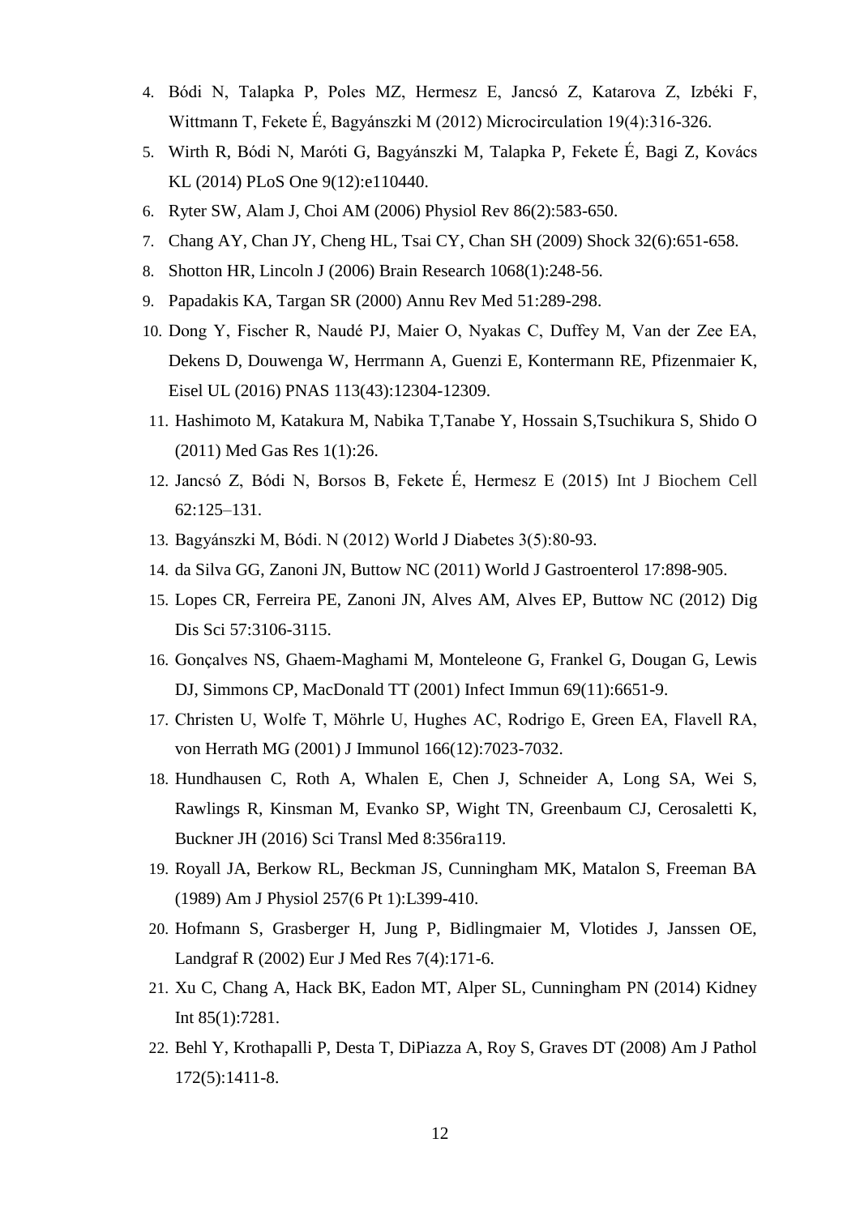4. Bódi N, Talapka P, Poles MZ, Hermesz E, Jancsó Z, Katarova Z, Izbéki F, Wittmann T, Fekete É, Bagyánszki M (2012) Microcirculation 19(4):316-326.
5. Wirth R, Bódi N, Maróti G, Bagyánszki M, Talapka P, Fekete É, Bagi Z, Kovács KL (2014) PLoS One 9(12):e110440.
6. Ryter SW, Alam J, Choi AM (2006) Physiol Rev 86(2):583-650.
7. Chang AY, Chan JY, Cheng HL, Tsai CY, Chan SH (2009) Shock 32(6):651-658.
8. Shotton HR, Lincoln J (2006) Brain Research 1068(1):248-56.
9. Papadakis KA, Targan SR (2000) Annu Rev Med 51:289-298.
10. Dong Y, Fischer R, Naudé PJ, Maier O, Nyakas C, Duffey M, Van der Zee EA, Dekens D, Douwenga W, Herrmann A, Guenzi E, Kontermann RE, Pfizenmaier K, Eisel UL (2016) PNAS 113(43):12304-12309.
11. Hashimoto M, Katakura M, Nabika T,Tanabe Y, Hossain S,Tsuchikura S, Shido O (2011) Med Gas Res 1(1):26.
12. Jancsó Z, Bódi N, Borsos B, Fekete É, Hermesz E (2015) Int J Biochem Cell 62:125–131.
13. Bagyánszki M, Bódi. N (2012) World J Diabetes 3(5):80-93.
14. da Silva GG, Zanoni JN, Buttow NC (2011) World J Gastroenterol 17:898-905.
15. Lopes CR, Ferreira PE, Zanoni JN, Alves AM, Alves EP, Buttow NC (2012) Dig Dis Sci 57:3106-3115.
16. Gonçalves NS, Ghaem-Maghami M, Monteleone G, Frankel G, Dougan G, Lewis DJ, Simmons CP, MacDonald TT (2001) Infect Immun 69(11):6651-9.
17. Christen U, Wolfe T, Möhrle U, Hughes AC, Rodrigo E, Green EA, Flavell RA, von Herrath MG (2001) J Immunol 166(12):7023-7032.
18. Hundhausen C, Roth A, Whalen E, Chen J, Schneider A, Long SA, Wei S, Rawlings R, Kinsman M, Evanko SP, Wight TN, Greenbaum CJ, Cerosaletti K, Buckner JH (2016) Sci Transl Med 8:356ra119.
19. Royall JA, Berkow RL, Beckman JS, Cunningham MK, Matalon S, Freeman BA (1989) Am J Physiol 257(6 Pt 1):L399-410.
20. Hofmann S, Grasberger H, Jung P, Bidlingmaier M, Vlotides J, Janssen OE, Landgraf R (2002) Eur J Med Res 7(4):171-6.
21. Xu C, Chang A, Hack BK, Eadon MT, Alper SL, Cunningham PN (2014) Kidney Int 85(1):7281.
22. Behl Y, Krothapalli P, Desta T, DiPiazza A, Roy S, Graves DT (2008) Am J Pathol 172(5):1411-8.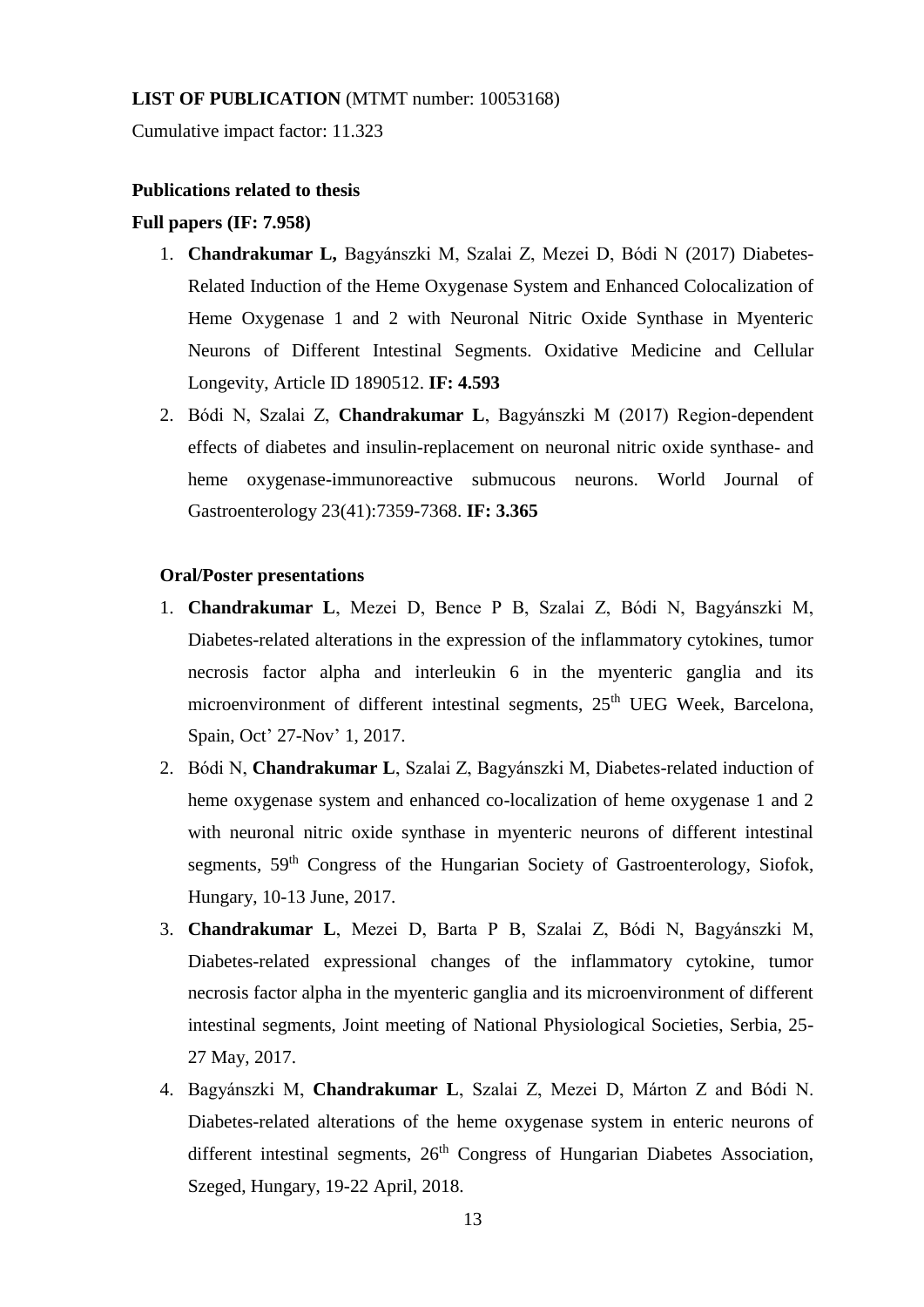**LIST OF PUBLICATION** (MTMT number: 10053168)

Cumulative impact factor: 11.323

**Publications related to thesis**

**Full papers (IF: 7.958)**

1. **Chandrakumar L,** Bagyánszki M, Szalai Z, Mezei D, Bódi N (2017) Diabetes-Related Induction of the Heme Oxygenase System and Enhanced Colocalization of Heme Oxygenase 1 and 2 with Neuronal Nitric Oxide Synthase in Myenteric Neurons of Different Intestinal Segments. Oxidative Medicine and Cellular Longevity, Article ID 1890512. **IF: 4.593**
2. Bódi N, Szalai Z, **Chandrakumar L**, Bagyánszki M (2017) Region-dependent effects of diabetes and insulin-replacement on neuronal nitric oxide synthase- and heme oxygenase-immunoreactive submucous neurons. World Journal of Gastroenterology 23(41):7359-7368. **IF: 3.365**

**Oral/Poster presentations**

1. **Chandrakumar L**, Mezei D, Bence P B, Szalai Z, Bódi N, Bagyánszki M, Diabetes-related alterations in the expression of the inflammatory cytokines, tumor necrosis factor alpha and interleukin 6 in the myenteric ganglia and its microenvironment of different intestinal segments, 25th UEG Week, Barcelona, Spain, Oct' 27-Nov' 1, 2017.
2. Bódi N, **Chandrakumar L**, Szalai Z, Bagyánszki M, Diabetes-related induction of heme oxygenase system and enhanced co-localization of heme oxygenase 1 and 2 with neuronal nitric oxide synthase in myenteric neurons of different intestinal segments, 59th Congress of the Hungarian Society of Gastroenterology, Siofok, Hungary, 10-13 June, 2017.
3. **Chandrakumar L**, Mezei D, Barta P B, Szalai Z, Bódi N, Bagyánszki M, Diabetes-related expressional changes of the inflammatory cytokine, tumor necrosis factor alpha in the myenteric ganglia and its microenvironment of different intestinal segments, Joint meeting of National Physiological Societies, Serbia, 25-27 May, 2017.
4. Bagyánszki M, **Chandrakumar L**, Szalai Z, Mezei D, Márton Z and Bódi N. Diabetes-related alterations of the heme oxygenase system in enteric neurons of different intestinal segments, 26th Congress of Hungarian Diabetes Association, Szeged, Hungary, 19-22 April, 2018.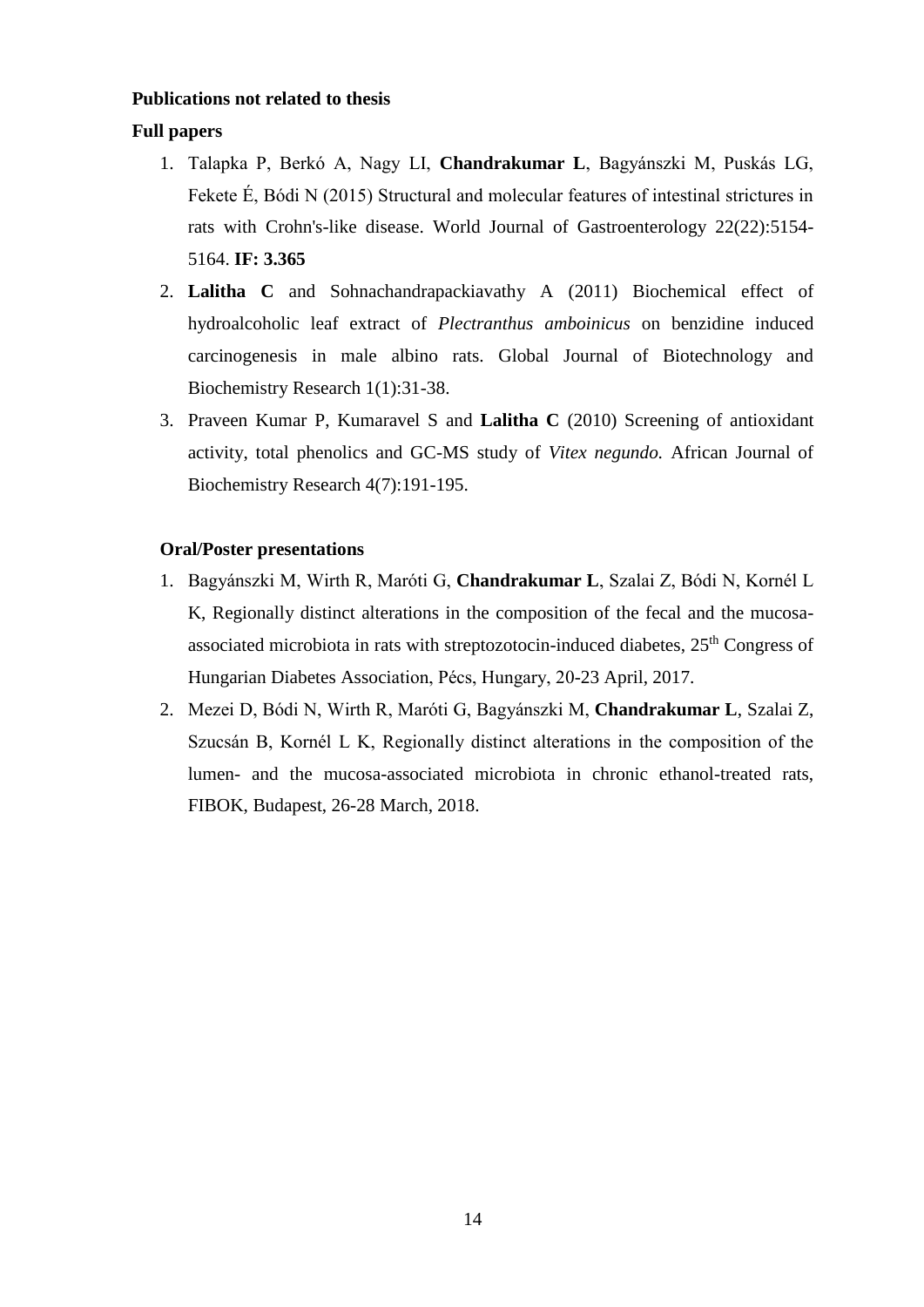### Publications not related to thesis

#### Full papers

1. Talapka P, Berkó A, Nagy LI, **Chandrakumar L**, Bagyánszki M, Puskás LG, Fekete É, Bódi N (2015) Structural and molecular features of intestinal strictures in rats with Crohn's-like disease. World Journal of Gastroenterology 22(22):5154-5164. **IF: 3.365**
2. **Lalitha C** and Sohnachandrapackiavathy A (2011) Biochemical effect of hydroalcoholic leaf extract of *Plectranthus amboinicus* on benzidine induced carcinogenesis in male albino rats. Global Journal of Biotechnology and Biochemistry Research 1(1):31-38.
3. Praveen Kumar P, Kumaravel S and **Lalitha C** (2010) Screening of antioxidant activity, total phenolics and GC-MS study of *Vitex negundo.* African Journal of Biochemistry Research 4(7):191-195.

#### Oral/Poster presentations

1. Bagyánszki M, Wirth R, Maróti G, **Chandrakumar L**, Szalai Z, Bódi N, Kornél L K, Regionally distinct alterations in the composition of the fecal and the mucosa-associated microbiota in rats with streptozotocin-induced diabetes, 25$^{th}$ Congress of Hungarian Diabetes Association, Pécs, Hungary, 20-23 April, 2017.
2. Mezei D, Bódi N, Wirth R, Maróti G, Bagyánszki M, **Chandrakumar L**, Szalai Z, Szucsán B, Kornél L K, Regionally distinct alterations in the composition of the lumen- and the mucosa-associated microbiota in chronic ethanol-treated rats, FIBOK, Budapest, 26-28 March, 2018.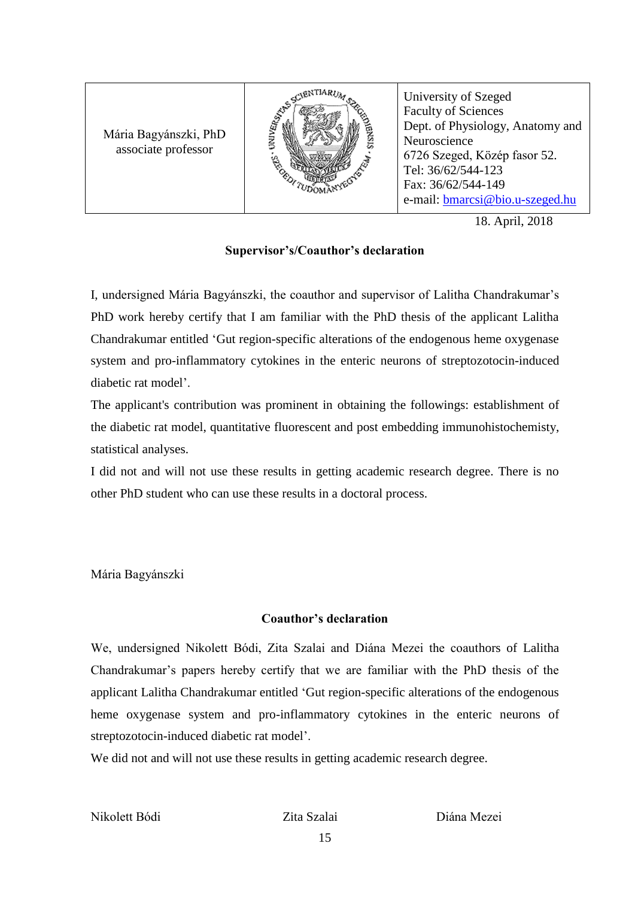| Mária Bagyánszki, PhD associate professor | | University of Szeged Faculty of Sciences Dept. of Physiology, Anatomy and Neuroscience 6726 Szeged, Közép fasor 52. Tel: 36/62/544-123 Fax: 36/62/544-149 e-mail: bmarcsi@bio.u-szeged.hu |
|---|---|---|

18. April, 2018

**Supervisor's/Coauthor's declaration**

I, undersigned Mária Bagyánszki, the coauthor and supervisor of Lalitha Chandrakumar's PhD work hereby certify that I am familiar with the PhD thesis of the applicant Lalitha Chandrakumar entitled 'Gut region-specific alterations of the endogenous heme oxygenase system and pro-inflammatory cytokines in the enteric neurons of streptozotocin-induced diabetic rat model'.

The applicant's contribution was prominent in obtaining the followings: establishment of the diabetic rat model, quantitative fluorescent and post embedding immunohistochemisty, statistical analyses.

I did not and will not use these results in getting academic research degree. There is no other PhD student who can use these results in a doctoral process.

Mária Bagyánszki

**Coauthor's declaration**

We, undersigned Nikolett Bódi, Zita Szalai and Diána Mezei the coauthors of Lalitha Chandrakumar's papers hereby certify that we are familiar with the PhD thesis of the applicant Lalitha Chandrakumar entitled 'Gut region-specific alterations of the endogenous heme oxygenase system and pro-inflammatory cytokines in the enteric neurons of streptozotocin-induced diabetic rat model'.

We did not and will not use these results in getting academic research degree.

Nikolett Bódi   Zita Szalai   Diána Mezei